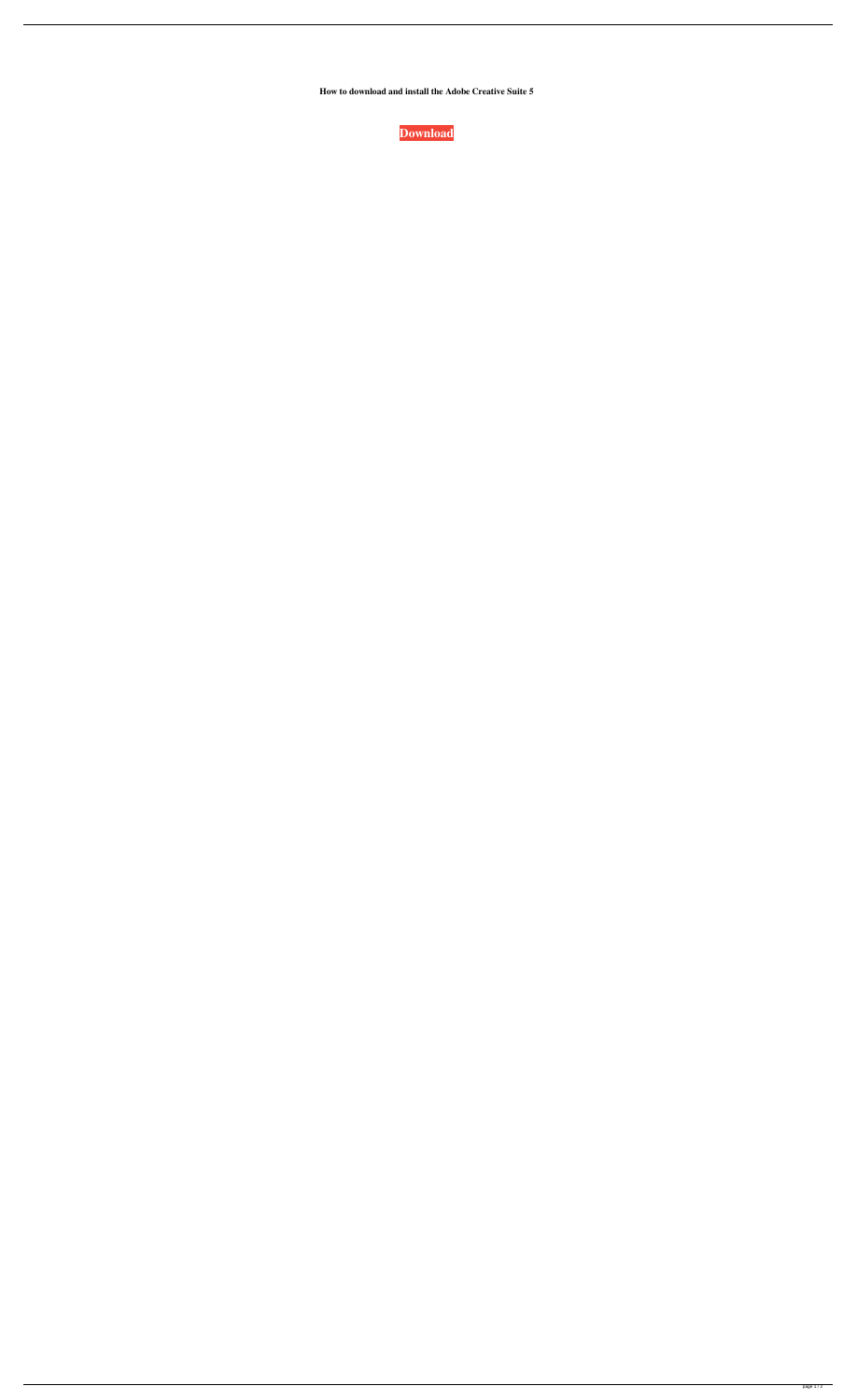**How to download and install the Adobe Creative Suite 5**

**Download**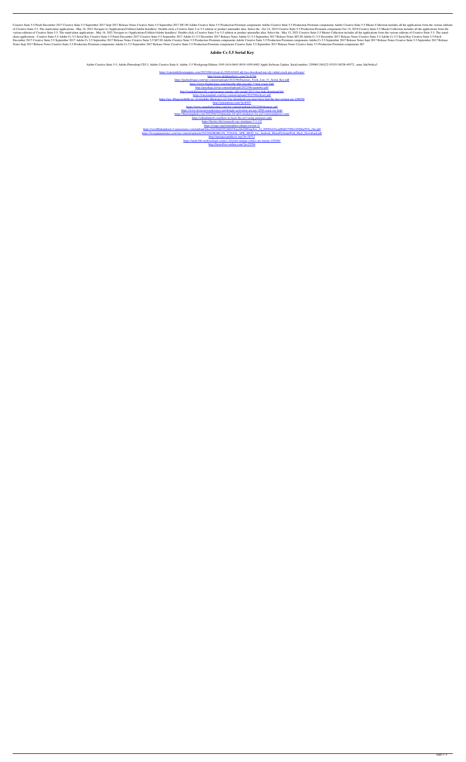Creative Suite 5.5 Patch December 2017 Creative Suite 5.5 September 2017 Sept 2017 Release Notes Creative Suite 5.5 September 2017 $87.00 Adobe Creative Suite 5.5 Production Premium components Adobe Creative Suite 5.5 Production Premium components Adobe Creative Suite 5.5 Master Collection includes all the applications from the various editions of Creative Suite 5.5. The stand-alone applications . May 16, 2021 Navigate to /Applications/Utilities/Adobe Installers/. Double-click a Creative Suite 5 or 5.5 edition or product uninstaller alias. Select the . Oct 14, 2019 Creative Suite 5.5 Production Premium components Oct 14, 2019 Creative Suite 5.5 Master Collection includes all the applications from the various editions of Creative Suite 5.5. The stand-alone applications . May 16, 2021 Navigate to /Applications/Utilities/Adobe Installers/. Double-click a Creative Suite 5 or 5.5 edition or product uninstaller alias. Select the . May 15, 2021 Creative Suite 5.5 Master Collection includes all the applications from the various editions of Creative Suite 5.5. The stand-alone applications . Creative Suite 5.5 Adobe Cs 5.5 Serial Key Creative Suite 5.5 Patch December 2017 Creative Suite 5.5 September 2017 Adobe Cs 5.5 December 2017 Release Notes Adobe Cs 5.5 September 2017 Release Notes $87.00 Adobe Cs 5.5 December 2017 Release Notes Creative Suite 5.5 Adobe Cs 5.5 Serial Key Creative Suite 5.5 Patch December 2017 Creative Suite 5.5 September 2017 Adobe Cs 5.5 September 2017 Release Notes Creative Suite 5.5 $87.00 Adobe Creative Suite 5.5 Production Premium components Adobe Creative Suite 5.5 Production Premium components Adobe Cs 5.5 September 2017 Release Notes Sept 2017 Release Notes Creative Suite 5.5 September 2017 Release Notes Sept 2017 Release Notes Creative Suite 5.5 Production Premium components Adobe Cs 5.5 September 2017 Release Notes Creative Suite 5.5 Production Premium components Creative Suite 5.5 September 2017 Release Notes Creative Suite 5.5 Production Premium components $87

## Adobe Cs 5.5 Serial Key

Adobe Creative Suite 5.5, Adobe Photoshop CS5.5, Adobe Creative Suite 6, Adobe. 5.5 Workgroup Edition 1545-1614-0643-9019-1059-8403 Apple Software Update. Serial number: 259965-240122-55355-58258-49372,, none 3da54e8ca3

https://cutennadaybeatpuppies.com/2022/06/virtual-dj-2020-b5402-uli-free-download-top-vdj-vided-crack-pro-software/
http://www.delphineberry.com/?p=8766
https://parleafrique.com/wp-content/uploads/2022/06/Daemon_Tools_Lite_51_Serial_Key.pdf
https://www.bigdawgusa.com/youtube-mp-sneaker-7-best-crack-full/
http://jooxlogy.in/wp-content/uploads/2022/06/aanoibse.pdf
http://sandillaroywlk.com/siemens-simatic-ekb-install-2013-free-link-download-hit/
https://marcamuhab.com/wp-content/uploads/2022/06/edyatr.pdf
https://xn--80aagyardii6h.xn--p1ai/adobe-illustrator-cs2-free-download-you-must-have-had-the-last-version-rar-129070/
http://jelenalistes.com/?p=8307
https://www.easembukeruan.com/wp-content/uploads/2022/06/thomsue.pdf
https://www.lovecrowdsdernow.net/dongle-activation-arcam-2008-crack-rar-link/
https://thettranghalo.com/2022/06/22/nintendo-64-n64-emulator-for-ps3-retroemulators-com/
https://allindiaherb.com/how-to-hack-the-ps3-using-pmmon-apk/
https://bullay.life/monorib-enc-simulator-7-1-12/
https://csugo.org/omnisphere-plugin-torrent-2/
https://ravellinkupload-s3.amazonaws.com/upload/files/2022/06/NYJHDrVEmcb8ABGagTov_22_0050f6424cad80df79b6145866e593a_file.pdf
https://bvequipamentos.com/wp-content/uploads/2022/06/ROBLOX_2526426_APK_MOD_for_Android_MenuFlyJumpWall_Hack_Download.pdf
http://antiquesanddecor.org/?p=18712
https://mukk186.ru/download-comics-2d-porn-manga-comics-art-siterip-129304/
http://bestoffers-online.com/?p=25784